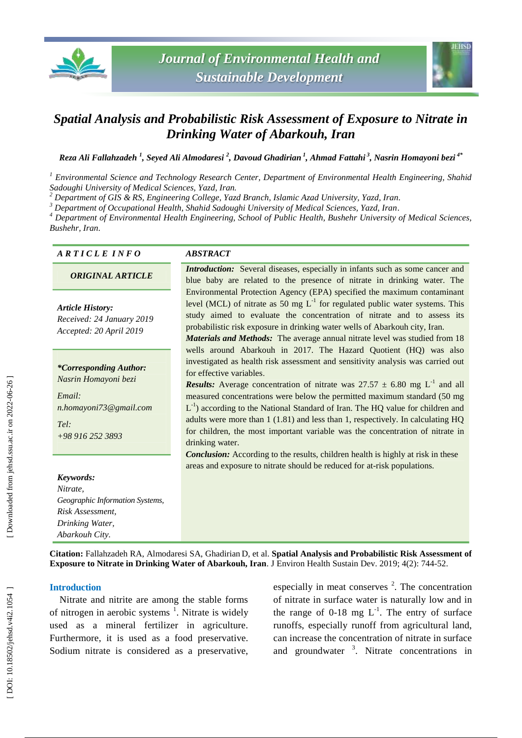# Spatial Analysis and Probabilistic Risk Assessment of Exposure to Nitrate in Drinking Water of Abarkouh, Iran

*Reza Ali Fallahzadeh [1], Seyed Ali Almodaresi [2], Davoud Ghadirian [1], Ahmad Fattahi [3], Nasrin Homayoni bezi [4*]*

[1] *Environmental Science and Technology Research Center, Department of Environmental Health Engineering, Shahid Sadoughi University of Medical Sciences, Yazd, Iran.*
[2] *Department of GIS & RS, Engineering College, Yazd Branch, Islamic Azad University, Yazd, Iran.*
[3] *Department of Occupational Health, Shahid Sadoughi University of Medical Sciences, Yazd, Iran.*
[4] *Department of Environmental Health Engineering, School of Public Health, Bushehr University of Medical Sciences, Bushehr, Iran.*

## ARTICLE INFO

***ORIGINAL ARTICLE***

***Article History:***
*Received: 24 January 2019*
*Accepted: 20 April 2019*

***\*Corresponding Author:***
*Nasrin Homayoni bezi*

*Email:*
*n.homayoni73@gmail.com*

*Tel:*
*+98 916 252 3893*

***Keywords:***
*Nitrate,*
*Geographic Information Systems,*
*Risk Assessment,*
*Drinking Water,*
*Abarkouh City.*

## ABSTRACT

***Introduction:*** Several diseases, especially in infants such as some cancer and blue baby are related to the presence of nitrate in drinking water. The Environmental Protection Agency (EPA) specified the maximum contaminant level (MCL) of nitrate as 50 mg $L^{-1}$ for regulated public water systems. This study aimed to evaluate the concentration of nitrate and to assess its probabilistic risk exposure in drinking water wells of Abarkouh city, Iran.

***Materials and Methods:*** The average annual nitrate level was studied from 18 wells around Abarkouh in 2017. The Hazard Quotient (HQ) was also investigated as health risk assessment and sensitivity analysis was carried out for effective variables.

***Results:*** Average concentration of nitrate was 27.57 ± 6.80 mg $L^{-1}$ and all measured concentrations were below the permitted maximum standard (50 mg $L^{-1}$) according to the National Standard of Iran. The HQ value for children and adults were more than 1 (1.81) and less than 1, respectively. In calculating HQ for children, the most important variable was the concentration of nitrate in drinking water.

***Conclusion:*** According to the results, children health is highly at risk in these areas and exposure to nitrate should be reduced for at-risk populations.

**Citation:** Fallahzadeh RA, Almodaresi SA, Ghadirian D, et al. **Spatial Analysis and Probabilistic Risk Assessment of Exposure to Nitrate in Drinking Water of Abarkouh, Iran**. J Environ Health Sustain Dev. 2019; 4(2): 744-52.

## Introduction

Nitrate and nitrite are among the stable forms of nitrogen in aerobic systems [1]. Nitrate is widely used as a mineral fertilizer in agriculture. Furthermore, it is used as a food preservative. Sodium nitrate is considered as a preservative, especially in meat conserves [2]. The concentration of nitrate in surface water is naturally low and in the range of 0-18 mg $L^{-1}$. The entry of surface runoffs, especially runoff from agricultural land, can increase the concentration of nitrate in surface and groundwater [3]. Nitrate concentrations in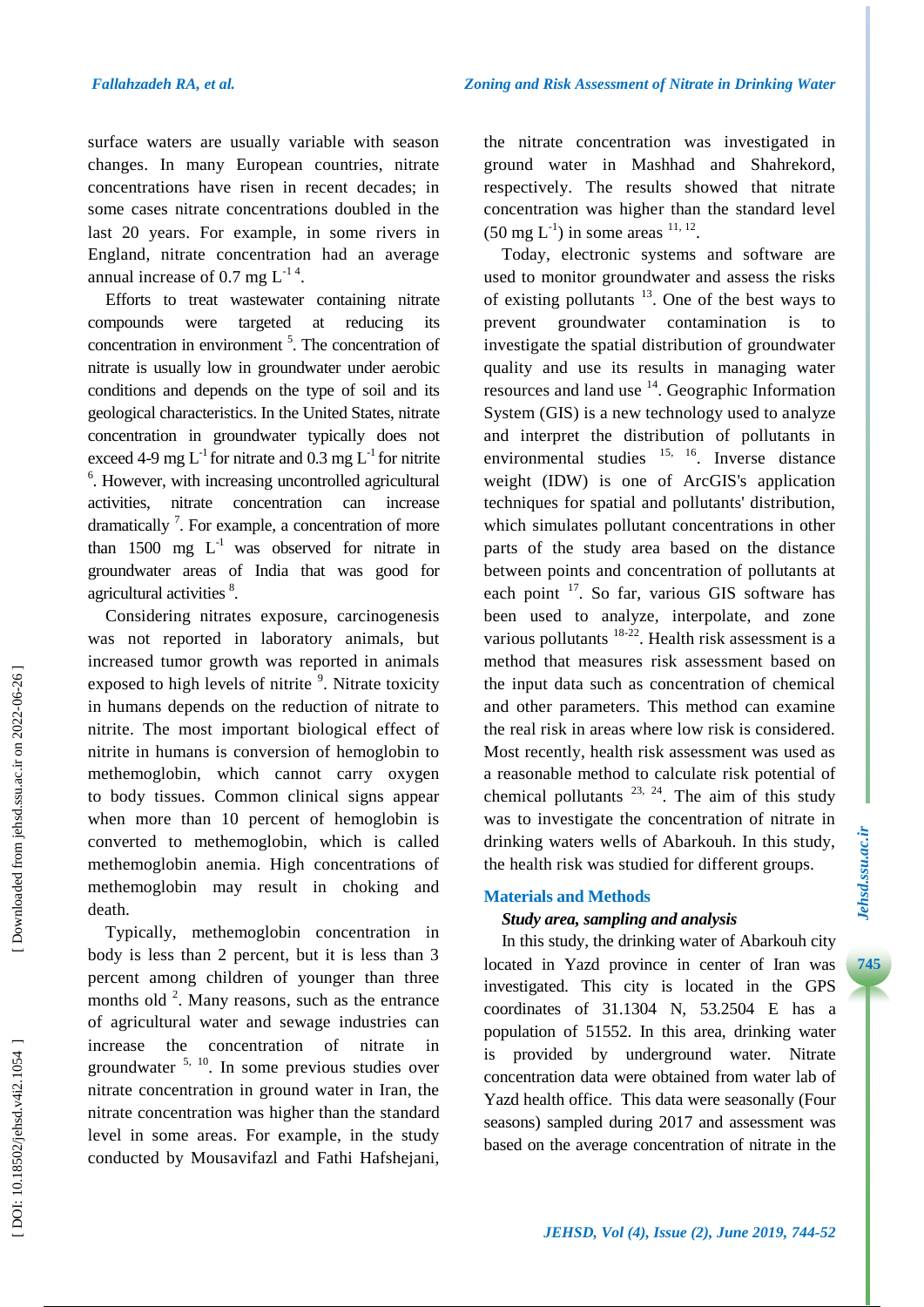surface waters are usually variable with season changes. In many European countries, nitrate concentrations have risen in recent decades; in some cases nitrate concentrations doubled in the last 20 years. For example, in some rivers in England, nitrate concentration had an average annual increase of 0.7 mg $L^{-1}$ [4].

Efforts to treat wastewater containing nitrate compounds were targeted at reducing its concentration in environment [5]. The concentration of nitrate is usually low in groundwater under aerobic conditions and depends on the type of soil and its geological characteristics. In the United States, nitrate concentration in groundwater typically does not exceed 4-9 mg $L^{-1}$ for nitrate and 0.3 mg $L^{-1}$ for nitrite [6]. However, with increasing uncontrolled agricultural activities, nitrate concentration can increase dramatically [7]. For example, a concentration of more than 1500 mg $L^{-1}$ was observed for nitrate in groundwater areas of India that was good for agricultural activities [8].

Considering nitrates exposure, carcinogenesis was not reported in laboratory animals, but increased tumor growth was reported in animals exposed to high levels of nitrite [9]. Nitrate toxicity in humans depends on the reduction of nitrate to nitrite. The most important biological effect of nitrite in humans is conversion of hemoglobin to methemoglobin, which cannot carry oxygen to body tissues. Common clinical signs appear when more than 10 percent of hemoglobin is converted to methemoglobin, which is called methemoglobin anemia. High concentrations of methemoglobin may result in choking and death.

Typically, methemoglobin concentration in body is less than 2 percent, but it is less than 3 percent among children of younger than three months old [2]. Many reasons, such as the entrance of agricultural water and sewage industries can increase the concentration of nitrate in groundwater [5, 10]. In some previous studies over nitrate concentration in ground water in Iran, the nitrate concentration was higher than the standard level in some areas. For example, in the study conducted by Mousavifazl and Fathi Hafshejani, the nitrate concentration was investigated in ground water in Mashhad and Shahrekord, respectively. The results showed that nitrate concentration was higher than the standard level (50 mg $L^{-1}$) in some areas [11, 12].

Today, electronic systems and software are used to monitor groundwater and assess the risks of existing pollutants [13]. One of the best ways to prevent groundwater contamination is to investigate the spatial distribution of groundwater quality and use its results in managing water resources and land use [14]. Geographic Information System (GIS) is a new technology used to analyze and interpret the distribution of pollutants in environmental studies [15, 16]. Inverse distance weight (IDW) is one of ArcGIS's application techniques for spatial and pollutants' distribution, which simulates pollutant concentrations in other parts of the study area based on the distance between points and concentration of pollutants at each point [17]. So far, various GIS software has been used to analyze, interpolate, and zone various pollutants [18-22]. Health risk assessment is a method that measures risk assessment based on the input data such as concentration of chemical and other parameters. This method can examine the real risk in areas where low risk is considered. Most recently, health risk assessment was used as a reasonable method to calculate risk potential of chemical pollutants [23, 24]. The aim of this study was to investigate the concentration of nitrate in drinking waters wells of Abarkouh. In this study, the health risk was studied for different groups.

## Materials and Methods

### *Study area, sampling and analysis*

In this study, the drinking water of Abarkouh city located in Yazd province in center of Iran was investigated. This city is located in the GPS coordinates of 31.1304 N, 53.2504 E has a population of 51552. In this area, drinking water is provided by underground water. Nitrate concentration data were obtained from water lab of Yazd health office. This data were seasonally (Four seasons) sampled during 2017 and assessment was based on the average concentration of nitrate in the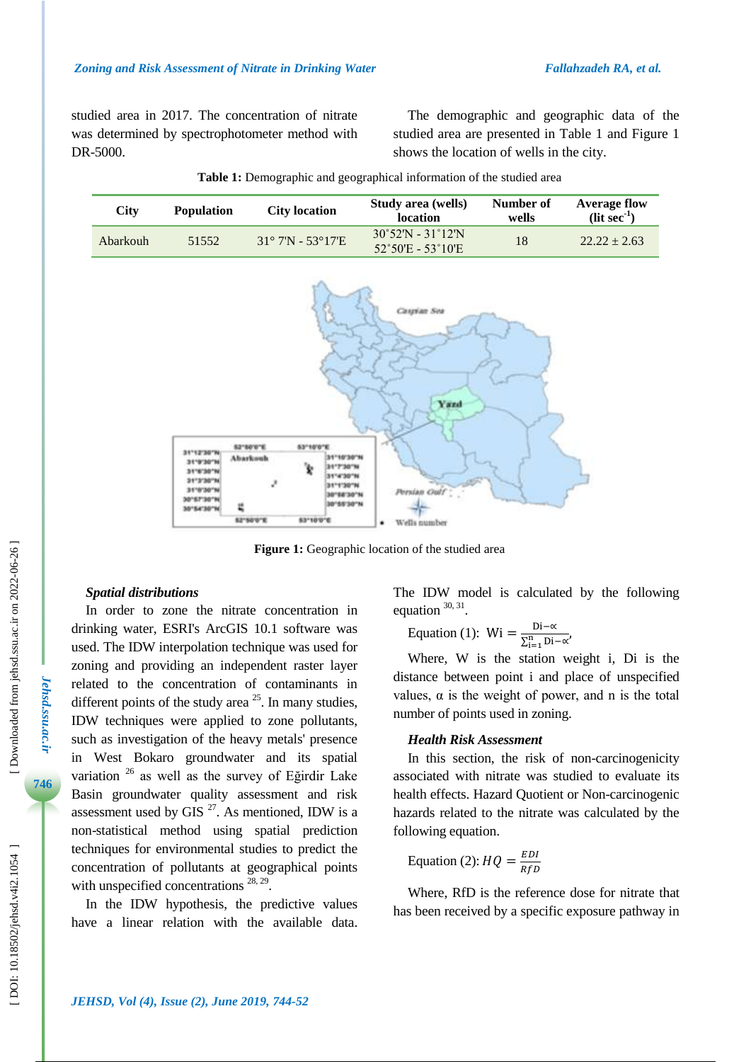studied area in 2017. The concentration of nitrate was determined by spectrophotometer method with DR-5000.

The demographic and geographic data of the studied area are presented in Table 1 and Figure 1 shows the location of wells in the city.

**Table 1:** Demographic and geographical information of the studied area

| City | Population | City location | Study area (wells) location | Number of wells | Average flow (lit sec$^{-1}$) |
|---|---|---|---|---|---|
| Abarkouh | 51552 | 31° 7'N - 53°17'E | 30˚52'N - 31˚12'N 52˚50'E - 53˚10'E | 18 | 22.22 ± 2.63 |

**Figure 1:** Geographic location of the studied area

### *Spatial distributions*

In order to zone the nitrate concentration in drinking water, ESRI's ArcGIS 10.1 software was used. The IDW interpolation technique was used for zoning and providing an independent raster layer related to the concentration of contaminants in different points of the study area [25]. In many studies, IDW techniques were applied to zone pollutants, such as investigation of the heavy metals' presence in West Bokaro groundwater and its spatial variation [26] as well as the survey of Eğirdir Lake Basin groundwater quality assessment and risk assessment used by GIS [27]. As mentioned, IDW is a non-statistical method using spatial prediction techniques for environmental studies to predict the concentration of pollutants at geographical points with unspecified concentrations [28, 29].

In the IDW hypothesis, the predictive values have a linear relation with the available data. The IDW model is calculated by the following equation [30, 31].

Equation (1): $\mathrm{Wi} = \frac{\mathrm{Di}^{-\alpha}}{\sum_{i=1}^{n} \mathrm{Di}^{-\alpha}}$,

Where, W is the station weight i, Di is the distance between point i and place of unspecified values, α is the weight of power, and n is the total number of points used in zoning.

### *Health Risk Assessment*

In this section, the risk of non-carcinogenicity associated with nitrate was studied to evaluate its health effects. Hazard Quotient or Non-carcinogenic hazards related to the nitrate was calculated by the following equation.

Equation (2): $HQ = \frac{EDI}{RfD}$

Where, RfD is the reference dose for nitrate that has been received by a specific exposure pathway in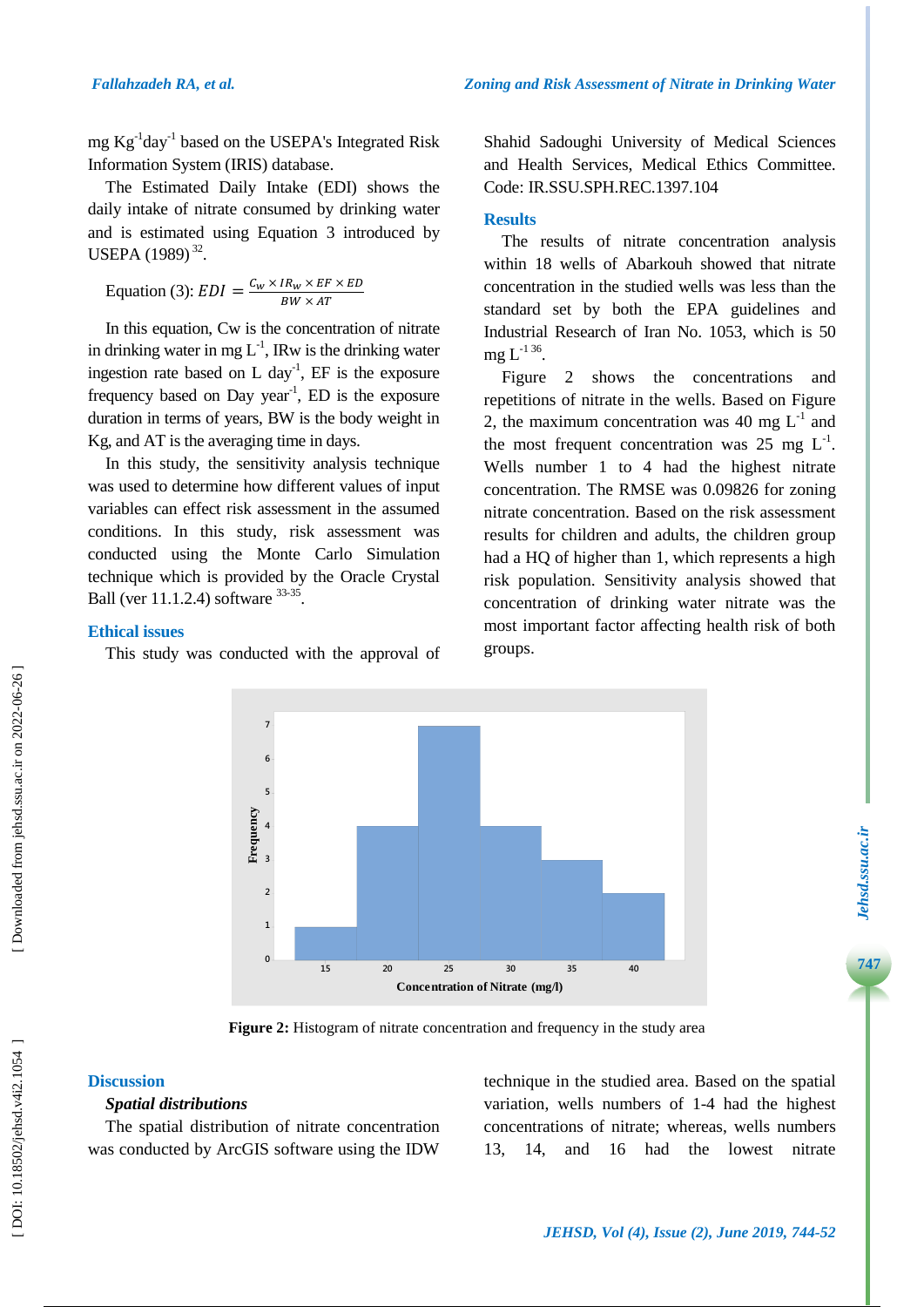mg Kg$^{-1}$day$^{-1}$ based on the USEPA's Integrated Risk Information System (IRIS) database.

The Estimated Daily Intake (EDI) shows the daily intake of nitrate consumed by drinking water and is estimated using Equation 3 introduced by USEPA (1989) [32].

Equation (3): $EDI = \frac{C_W \times IR_W \times EF \times ED}{BW \times AT}$

In this equation, Cw is the concentration of nitrate in drinking water in mg L$^{-1}$, IRw is the drinking water ingestion rate based on L day$^{-1}$, EF is the exposure frequency based on Day year$^{-1}$, ED is the exposure duration in terms of years, BW is the body weight in Kg, and AT is the averaging time in days.

In this study, the sensitivity analysis technique was used to determine how different values of input variables can effect risk assessment in the assumed conditions. In this study, risk assessment was conducted using the Monte Carlo Simulation technique which is provided by the Oracle Crystal Ball (ver 11.1.2.4) software [33-35].

## Ethical issues

This study was conducted with the approval of Shahid Sadoughi University of Medical Sciences and Health Services, Medical Ethics Committee. Code: IR.SSU.SPH.REC.1397.104

## Results

The results of nitrate concentration analysis within 18 wells of Abarkouh showed that nitrate concentration in the studied wells was less than the standard set by both the EPA guidelines and Industrial Research of Iran No. 1053, which is 50 mg L$^{-1}$ [36].

Figure 2 shows the concentrations and repetitions of nitrate in the wells. Based on Figure 2, the maximum concentration was 40 mg L$^{-1}$ and the most frequent concentration was 25 mg L$^{-1}$. Wells number 1 to 4 had the highest nitrate concentration. The RMSE was 0.09826 for zoning nitrate concentration. Based on the risk assessment results for children and adults, the children group had a HQ of higher than 1, which represents a high risk population. Sensitivity analysis showed that concentration of drinking water nitrate was the most important factor affecting health risk of both groups.

**Figure 2:** Histogram of nitrate concentration and frequency in the study area

## Discussion

### *Spatial distributions*

The spatial distribution of nitrate concentration was conducted by ArcGIS software using the IDW technique in the studied area. Based on the spatial variation, wells numbers of 1-4 had the highest concentrations of nitrate; whereas, wells numbers 13, 14, and 16 had the lowest nitrate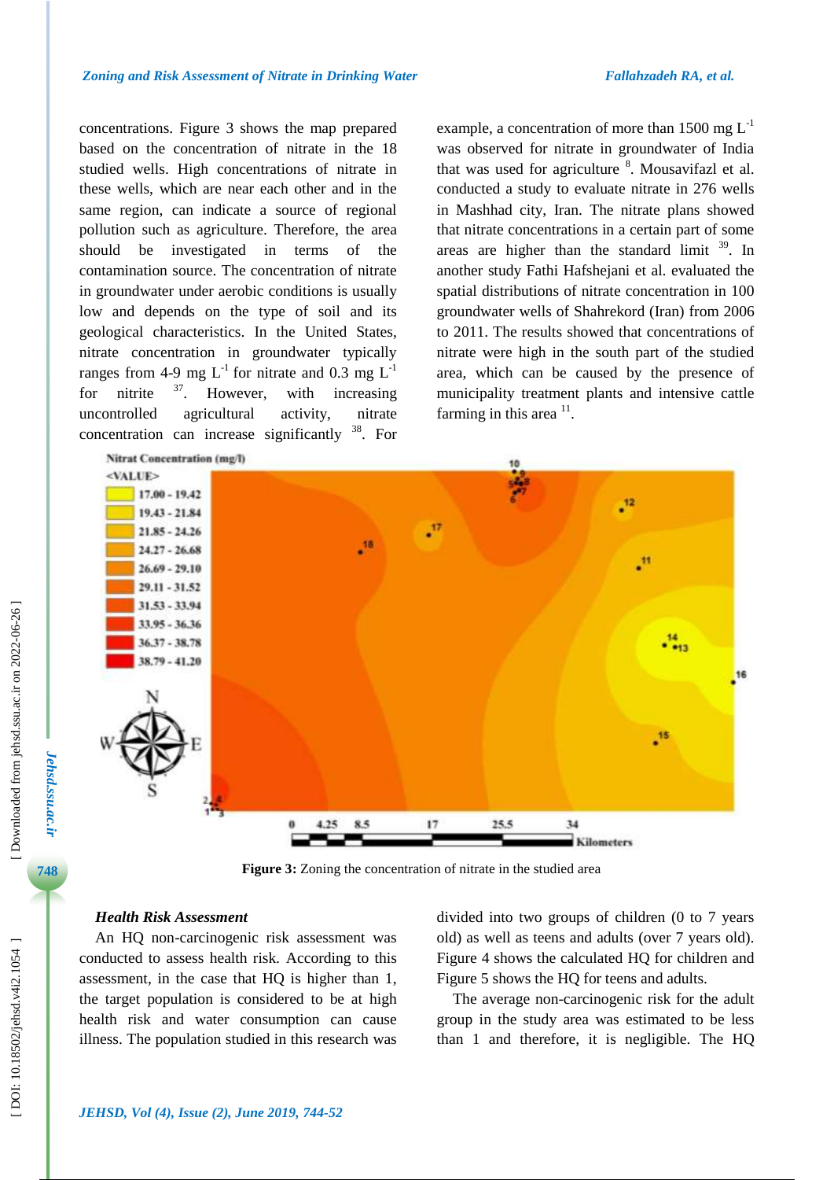concentrations. Figure 3 shows the map prepared based on the concentration of nitrate in the 18 studied wells. High concentrations of nitrate in these wells, which are near each other and in the same region, can indicate a source of regional pollution such as agriculture. Therefore, the area should be investigated in terms of the contamination source. The concentration of nitrate in groundwater under aerobic conditions is usually low and depends on the type of soil and its geological characteristics. In the United States, nitrate concentration in groundwater typically ranges from 4-9 mg $L^{-1}$ for nitrate and 0.3 mg $L^{-1}$ for nitrite [37]. However, with increasing uncontrolled agricultural activity, nitrate concentration can increase significantly [38]. For example, a concentration of more than 1500 mg $L^{-1}$ was observed for nitrate in groundwater of India that was used for agriculture [8]. Mousavifazl et al. conducted a study to evaluate nitrate in 276 wells in Mashhad city, Iran. The nitrate plans showed that nitrate concentrations in a certain part of some areas are higher than the standard limit [39]. In another study Fathi Hafshejani et al. evaluated the spatial distributions of nitrate concentration in 100 groundwater wells of Shahrekord (Iran) from 2006 to 2011. The results showed that concentrations of nitrate were high in the south part of the studied area, which can be caused by the presence of municipality treatment plants and intensive cattle farming in this area [11].

**Figure 3:** Zoning the concentration of nitrate in the studied area

### *Health Risk Assessment*

An HQ non-carcinogenic risk assessment was conducted to assess health risk. According to this assessment, in the case that HQ is higher than 1, the target population is considered to be at high health risk and water consumption can cause illness. The population studied in this research was divided into two groups of children (0 to 7 years old) as well as teens and adults (over 7 years old). Figure 4 shows the calculated HQ for children and Figure 5 shows the HQ for teens and adults.

The average non-carcinogenic risk for the adult group in the study area was estimated to be less than 1 and therefore, it is negligible. The HQ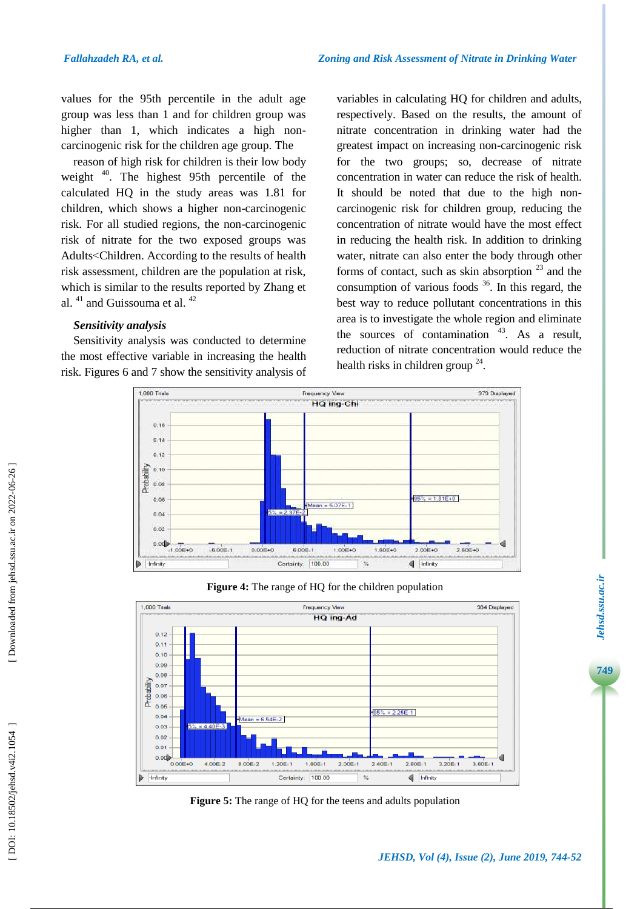values for the 95th percentile in the adult age group was less than 1 and for children group was higher than 1, which indicates a high non-carcinogenic risk for the children age group. The reason of high risk for children is their low body weight [40]. The highest 95th percentile of the calculated HQ in the study areas was 1.81 for children, which shows a higher non-carcinogenic risk. For all studied regions, the non-carcinogenic risk of nitrate for the two exposed groups was Adults<Children. According to the results of health risk assessment, children are the population at risk, which is similar to the results reported by Zhang et al. [41] and Guissouma et al. [42]

***Sensitivity analysis***

Sensitivity analysis was conducted to determine the most effective variable in increasing the health risk. Figures 6 and 7 show the sensitivity analysis of variables in calculating HQ for children and adults, respectively. Based on the results, the amount of nitrate concentration in drinking water had the greatest impact on increasing non-carcinogenic risk for the two groups; so, decrease of nitrate concentration in water can reduce the risk of health. It should be noted that due to the high non-carcinogenic risk for children group, reducing the concentration of nitrate would have the most effect in reducing the health risk. In addition to drinking water, nitrate can also enter the body through other forms of contact, such as skin absorption [23] and the consumption of various foods [36]. In this regard, the best way to reduce pollutant concentrations in this area is to investigate the whole region and eliminate the sources of contamination [43]. As a result, reduction of nitrate concentration would reduce the health risks in children group [24].

**Figure 4:** The range of HQ for the children population

**Figure 5:** The range of HQ for the teens and adults population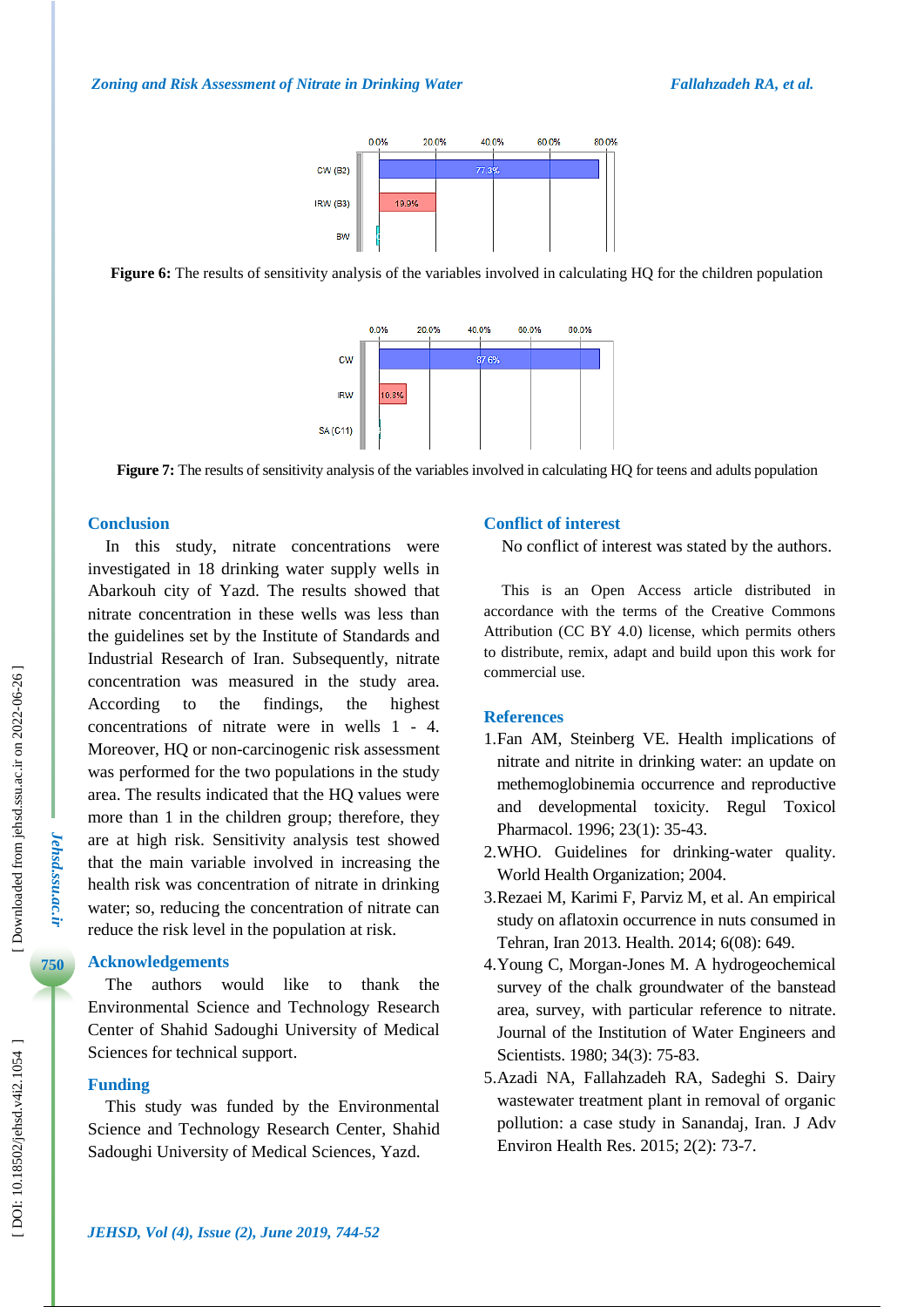**Figure 6:** The results of sensitivity analysis of the variables involved in calculating HQ for the children population

**Figure 7:** The results of sensitivity analysis of the variables involved in calculating HQ for teens and adults population

## Conclusion

In this study, nitrate concentrations were investigated in 18 drinking water supply wells in Abarkouh city of Yazd. The results showed that nitrate concentration in these wells was less than the guidelines set by the Institute of Standards and Industrial Research of Iran. Subsequently, nitrate concentration was measured in the study area. According to the findings, the highest concentrations of nitrate were in wells 1 - 4. Moreover, HQ or non-carcinogenic risk assessment was performed for the two populations in the study area. The results indicated that the HQ values were more than 1 in the children group; therefore, they are at high risk. Sensitivity analysis test showed that the main variable involved in increasing the health risk was concentration of nitrate in drinking water; so, reducing the concentration of nitrate can reduce the risk level in the population at risk.

## Acknowledgements

The authors would like to thank the Environmental Science and Technology Research Center of Shahid Sadoughi University of Medical Sciences for technical support.

## Funding

This study was funded by the Environmental Science and Technology Research Center, Shahid Sadoughi University of Medical Sciences, Yazd.

## Conflict of interest

No conflict of interest was stated by the authors.

This is an Open Access article distributed in accordance with the terms of the Creative Commons Attribution (CC BY 4.0) license, which permits others to distribute, remix, adapt and build upon this work for commercial use.

## References

1. Fan AM, Steinberg VE. Health implications of nitrate and nitrite in drinking water: an update on methemoglobinemia occurrence and reproductive and developmental toxicity. Regul Toxicol Pharmacol. 1996; 23(1): 35-43.
2. WHO. Guidelines for drinking-water quality. World Health Organization; 2004.
3. Rezaei M, Karimi F, Parviz M, et al. An empirical study on aflatoxin occurrence in nuts consumed in Tehran, Iran 2013. Health. 2014; 6(08): 649.
4. Young C, Morgan-Jones M. A hydrogeochemical survey of the chalk groundwater of the banstead area, survey, with particular reference to nitrate. Journal of the Institution of Water Engineers and Scientists. 1980; 34(3): 75-83.
5. Azadi NA, Fallahzadeh RA, Sadeghi S. Dairy wastewater treatment plant in removal of organic pollution: a case study in Sanandaj, Iran. J Adv Environ Health Res. 2015; 2(2): 73-7.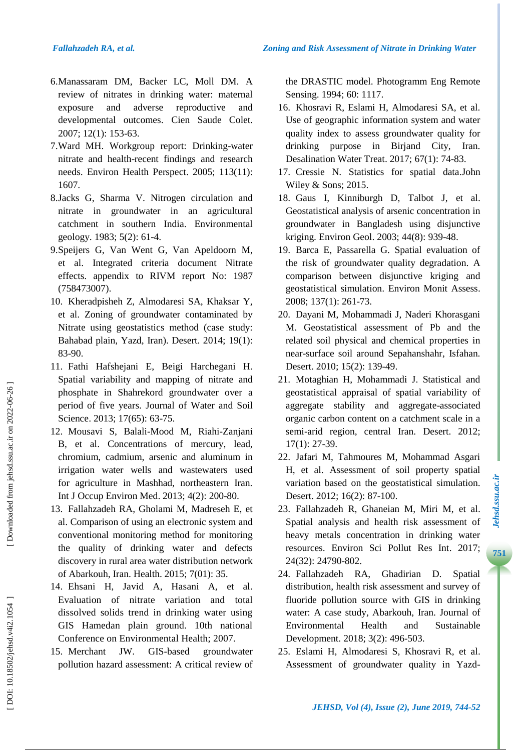6. Manassaram DM, Backer LC, Moll DM. A review of nitrates in drinking water: maternal exposure and adverse reproductive and developmental outcomes. Cien Saude Colet. 2007; 12(1): 153-63.
7. Ward MH. Workgroup report: Drinking-water nitrate and health-recent findings and research needs. Environ Health Perspect. 2005; 113(11): 1607.
8. Jacks G, Sharma V. Nitrogen circulation and nitrate in groundwater in an agricultural catchment in southern India. Environmental geology. 1983; 5(2): 61-4.
9. Speijers G, Van Went G, Van Apeldoorn M, et al. Integrated criteria document Nitrate effects. appendix to RIVM report No: 1987 (758473007).
10. Kheradpisheh Z, Almodaresi SA, Khaksar Y, et al. Zoning of groundwater contaminated by Nitrate using geostatistics method (case study: Bahabad plain, Yazd, Iran). Desert. 2014; 19(1): 83-90.
11. Fathi Hafshejani E, Beigi Harchegani H. Spatial variability and mapping of nitrate and phosphate in Shahrekord groundwater over a period of five years. Journal of Water and Soil Science. 2013; 17(65): 63-75.
12. Mousavi S, Balali-Mood M, Riahi-Zanjani B, et al. Concentrations of mercury, lead, chromium, cadmium, arsenic and aluminum in irrigation water wells and wastewaters used for agriculture in Mashhad, northeastern Iran. Int J Occup Environ Med. 2013; 4(2): 200-80.
13. Fallahzadeh RA, Gholami M, Madreseh E, et al. Comparison of using an electronic system and conventional monitoring method for monitoring the quality of drinking water and defects discovery in rural area water distribution network of Abarkouh, Iran. Health. 2015; 7(01): 35.
14. Ehsani H, Javid A, Hasani A, et al. Evaluation of nitrate variation and total dissolved solids trend in drinking water using GIS Hamedan plain ground. 10th national Conference on Environmental Health; 2007.
15. Merchant JW. GIS-based groundwater pollution hazard assessment: A critical review of the DRASTIC model. Photogramm Eng Remote Sensing. 1994; 60: 1117.
16. Khosravi R, Eslami H, Almodaresi SA, et al. Use of geographic information system and water quality index to assess groundwater quality for drinking purpose in Birjand City, Iran. Desalination Water Treat. 2017; 67(1): 74-83.
17. Cressie N. Statistics for spatial data.John Wiley & Sons; 2015.
18. Gaus I, Kinniburgh D, Talbot J, et al. Geostatistical analysis of arsenic concentration in groundwater in Bangladesh using disjunctive kriging. Environ Geol. 2003; 44(8): 939-48.
19. Barca E, Passarella G. Spatial evaluation of the risk of groundwater quality degradation. A comparison between disjunctive kriging and geostatistical simulation. Environ Monit Assess. 2008; 137(1): 261-73.
20. Dayani M, Mohammadi J, Naderi Khorasgani M. Geostatistical assessment of Pb and the related soil physical and chemical properties in near-surface soil around Sepahanshahr, Isfahan. Desert. 2010; 15(2): 139-49.
21. Motaghian H, Mohammadi J. Statistical and geostatistical appraisal of spatial variability of aggregate stability and aggregate-associated organic carbon content on a catchment scale in a semi-arid region, central Iran. Desert. 2012; 17(1): 27-39.
22. Jafari M, Tahmoures M, Mohammad Asgari H, et al. Assessment of soil property spatial variation based on the geostatistical simulation. Desert. 2012; 16(2): 87-100.
23. Fallahzadeh R, Ghaneian M, Miri M, et al. Spatial analysis and health risk assessment of heavy metals concentration in drinking water resources. Environ Sci Pollut Res Int. 2017; 24(32): 24790-802.
24. Fallahzadeh RA, Ghadirian D. Spatial distribution, health risk assessment and survey of fluoride pollution source with GIS in drinking water: A case study, Abarkouh, Iran. Journal of Environmental Health and Sustainable Development. 2018; 3(2): 496-503.
25. Eslami H, Almodaresi S, Khosravi R, et al. Assessment of groundwater quality in Yazd-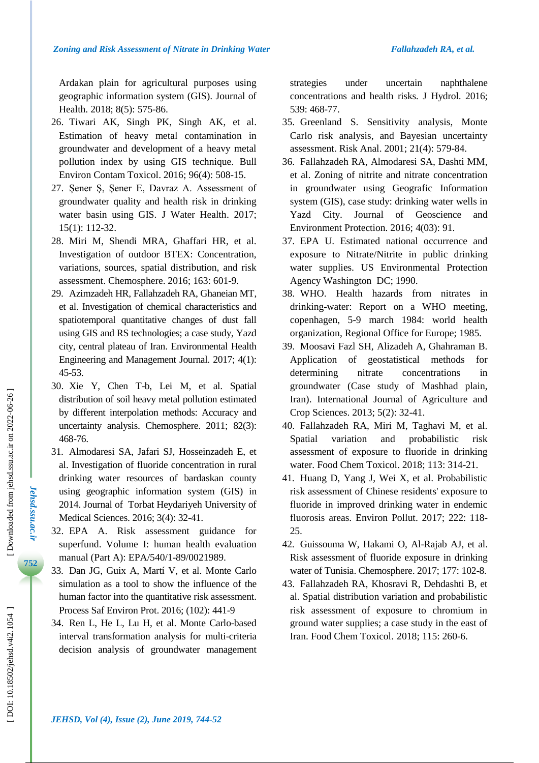Ardakan plain for agricultural purposes using geographic information system (GIS). Journal of Health. 2018; 8(5): 575-86.

26. Tiwari AK, Singh PK, Singh AK, et al. Estimation of heavy metal contamination in groundwater and development of a heavy metal pollution index by using GIS technique. Bull Environ Contam Toxicol. 2016; 96(4): 508-15.
27. Şener Ş, Şener E, Davraz A. Assessment of groundwater quality and health risk in drinking water basin using GIS. J Water Health. 2017; 15(1): 112-32.
28. Miri M, Shendi MRA, Ghaffari HR, et al. Investigation of outdoor BTEX: Concentration, variations, sources, spatial distribution, and risk assessment. Chemosphere. 2016; 163: 601-9.
29. Azimzadeh HR, Fallahzadeh RA, Ghaneian MT, et al. Investigation of chemical characteristics and spatiotemporal quantitative changes of dust fall using GIS and RS technologies; a case study, Yazd city, central plateau of Iran. Environmental Health Engineering and Management Journal. 2017; 4(1): 45-53.
30. Xie Y, Chen T-b, Lei M, et al. Spatial distribution of soil heavy metal pollution estimated by different interpolation methods: Accuracy and uncertainty analysis. Chemosphere. 2011; 82(3): 468-76.
31. Almodaresi SA, Jafari SJ, Hosseinzadeh E, et al. Investigation of fluoride concentration in rural drinking water resources of bardaskan county using geographic information system (GIS) in 2014. Journal of Torbat Heydariyeh University of Medical Sciences. 2016; 3(4): 32-41.
32. EPA A. Risk assessment guidance for superfund. Volume I: human health evaluation manual (Part A): EPA/540/1-89/0021989.
33. Dan JG, Guix A, Martí V, et al. Monte Carlo simulation as a tool to show the influence of the human factor into the quantitative risk assessment. Process Saf Environ Prot. 2016; (102): 441-9
34. Ren L, He L, Lu H, et al. Monte Carlo-based interval transformation analysis for multi-criteria decision analysis of groundwater management strategies under uncertain naphthalene concentrations and health risks. J Hydrol. 2016; 539: 468-77.
35. Greenland S. Sensitivity analysis, Monte Carlo risk analysis, and Bayesian uncertainty assessment. Risk Anal. 2001; 21(4): 579-84.
36. Fallahzadeh RA, Almodaresi SA, Dashti MM, et al. Zoning of nitrite and nitrate concentration in groundwater using Geografic Information system (GIS), case study: drinking water wells in Yazd City. Journal of Geoscience and Environment Protection. 2016; 4(03): 91.
37. EPA U. Estimated national occurrence and exposure to Nitrate/Nitrite in public drinking water supplies. US Environmental Protection Agency Washington DC; 1990.
38. WHO. Health hazards from nitrates in drinking-water: Report on a WHO meeting, copenhagen, 5-9 march 1984: world health organization, Regional Office for Europe; 1985.
39. Moosavi Fazl SH, Alizadeh A, Ghahraman B. Application of geostatistical methods for determining nitrate concentrations in groundwater (Case study of Mashhad plain, Iran). International Journal of Agriculture and Crop Sciences. 2013; 5(2): 32-41.
40. Fallahzadeh RA, Miri M, Taghavi M, et al. Spatial variation and probabilistic risk assessment of exposure to fluoride in drinking water. Food Chem Toxicol. 2018; 113: 314-21.
41. Huang D, Yang J, Wei X, et al. Probabilistic risk assessment of Chinese residents' exposure to fluoride in improved drinking water in endemic fluorosis areas. Environ Pollut. 2017; 222: 118-25.
42. Guissouma W, Hakami O, Al-Rajab AJ, et al. Risk assessment of fluoride exposure in drinking water of Tunisia. Chemosphere. 2017; 177: 102-8.
43. Fallahzadeh RA, Khosravi R, Dehdashti B, et al. Spatial distribution variation and probabilistic risk assessment of exposure to chromium in ground water supplies; a case study in the east of Iran. Food Chem Toxicol. 2018; 115: 260-6.